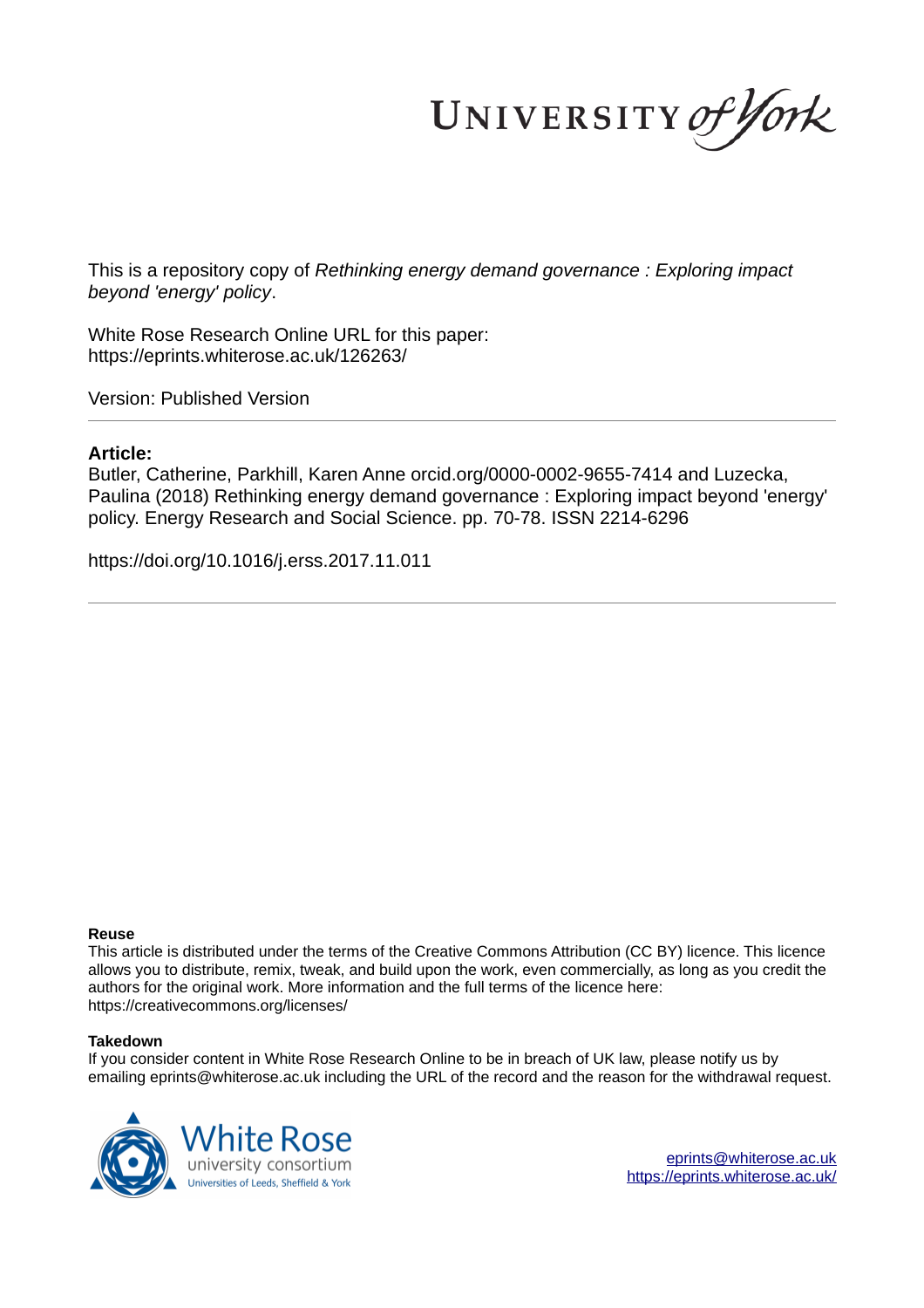This is a repository copy of *Rethinking energy demand governance : Exploring impact beyond 'energy' policy*.

White Rose Research Online URL for this paper:
https://eprints.whiterose.ac.uk/126263/

Version: Published Version

**Article:**

Butler, Catherine, Parkhill, Karen Anne orcid.org/0000-0002-9655-7414 and Luzecka, Paulina (2018) Rethinking energy demand governance : Exploring impact beyond 'energy' policy. Energy Research and Social Science. pp. 70-78. ISSN 2214-6296

https://doi.org/10.1016/j.erss.2017.11.011

**Reuse**

This article is distributed under the terms of the Creative Commons Attribution (CC BY) licence. This licence allows you to distribute, remix, tweak, and build upon the work, even commercially, as long as you credit the authors for the original work. More information and the full terms of the licence here: https://creativecommons.org/licenses/

**Takedown**

If you consider content in White Rose Research Online to be in breach of UK law, please notify us by emailing eprints@whiterose.ac.uk including the URL of the record and the reason for the withdrawal request.

eprints@whiterose.ac.uk
https://eprints.whiterose.ac.uk/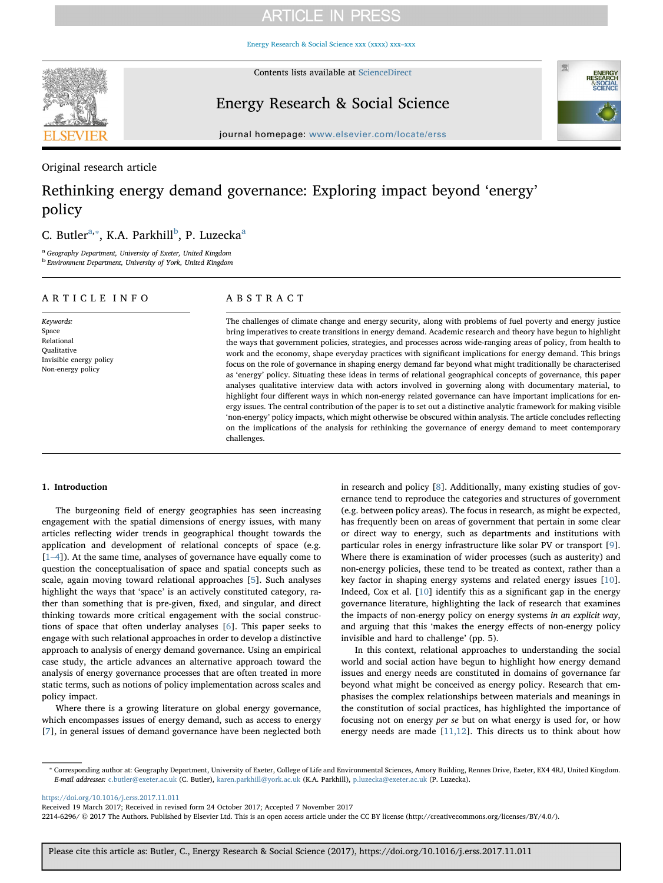Original research article

# Rethinking energy demand governance: Exploring impact beyond 'energy' policy

C. Butler[a,*], K.A. Parkhill[b], P. Luzecka[a]

[a] *Geography Department, University of Exeter, Exeter, United Kingdom*
[b] *Environment Department, University of York, United Kingdom*

## ARTICLE INFO

*Keywords:*
Space
Relational
Qualitative
Invisible energy policy
Non-energy policy

## ABSTRACT

The challenges of climate change and energy security, along with problems of fuel poverty and energy justice bring imperatives to create transitions in energy demand. Academic research and theory have begun to highlight the ways that government policies, strategies, and processes across wide-ranging areas of policy, from health to work and the economy, shape everyday practices with significant implications for energy demand. This brings focus on the role of governance in shaping energy demand far beyond what might traditionally be characterised as 'energy' policy. Situating these ideas in terms of relational geographical concepts of governance, this paper analyses qualitative interview data with actors involved in governing along with documentary material, to highlight four different ways in which non-energy related governance can have important implications for energy issues. The central contribution of the paper is to set out a distinctive analytic framework for making visible 'non-energy' policy impacts, which might otherwise be obscured within analysis. The article concludes reflecting on the implications of the analysis for rethinking the governance of energy demand to meet contemporary challenges.

## 1. Introduction

The burgeoning field of energy geographies has seen increasing engagement with the spatial dimensions of energy issues, with many articles reflecting wider trends in geographical thought towards the application and development of relational concepts of space (e.g. [1–4]). At the same time, analyses of governance have equally come to question the conceptualisation of space and spatial concepts such as scale, again moving toward relational approaches [5]. Such analyses highlight the ways that 'space' is an actively constituted category, rather than something that is pre-given, fixed, and singular, and direct thinking towards more critical engagement with the social constructions of space that often underlay analyses [6]. This paper seeks to engage with such relational approaches in order to develop a distinctive approach to analysis of energy demand governance. Using an empirical case study, the article advances an alternative approach toward the analysis of energy governance processes that are often treated in more static terms, such as notions of policy implementation across scales and policy impact.

Where there is a growing literature on global energy governance, which encompasses issues of energy demand, such as access to energy [7], in general issues of demand governance have been neglected both in research and policy [8]. Additionally, many existing studies of governance tend to reproduce the categories and structures of government (e.g. between policy areas). The focus in research, as might be expected, has frequently been on areas of government that pertain in some clear or direct way to energy, such as departments and institutions with particular roles in energy infrastructure like solar PV or transport [9]. Where there is examination of wider processes (such as austerity) and non-energy policies, these tend to be treated as context, rather than a key factor in shaping energy systems and related energy issues [10]. Indeed, Cox et al. [10] identify this as a significant gap in the energy governance literature, highlighting the lack of research that examines the impacts of non-energy policy on energy systems *in an explicit way*, and arguing that this 'makes the energy effects of non-energy policy invisible and hard to challenge' (pp. 5).

In this context, relational approaches to understanding the social world and social action have begun to highlight how energy demand issues and energy needs are constituted in domains of governance far beyond what might be conceived as energy policy. Research that emphasises the complex relationships between materials and meanings in the constitution of social practices, has highlighted the importance of focusing not on energy *per se* but on what energy is used for, or how energy needs are made [11,12]. This directs us to think about how

---

* Corresponding author at: Geography Department, University of Exeter, College of Life and Environmental Sciences, Amory Building, Rennes Drive, Exeter, EX4 4RJ, United Kingdom.
*E-mail addresses:* c.butler@exeter.ac.uk (C. Butler), karen.parkhill@york.ac.uk (K.A. Parkhill), p.luzecka@exeter.ac.uk (P. Luzecka).

https://doi.org/10.1016/j.erss.2017.11.011
Received 19 March 2017; Received in revised form 24 October 2017; Accepted 7 November 2017
2214-6296/ © 2017 The Authors. Published by Elsevier Ltd. This is an open access article under the CC BY license (http://creativecommons.org/licenses/BY/4.0/).

Please cite this article as: Butler, C., Energy Research & Social Science (2017), https://doi.org/10.1016/j.erss.2017.11.011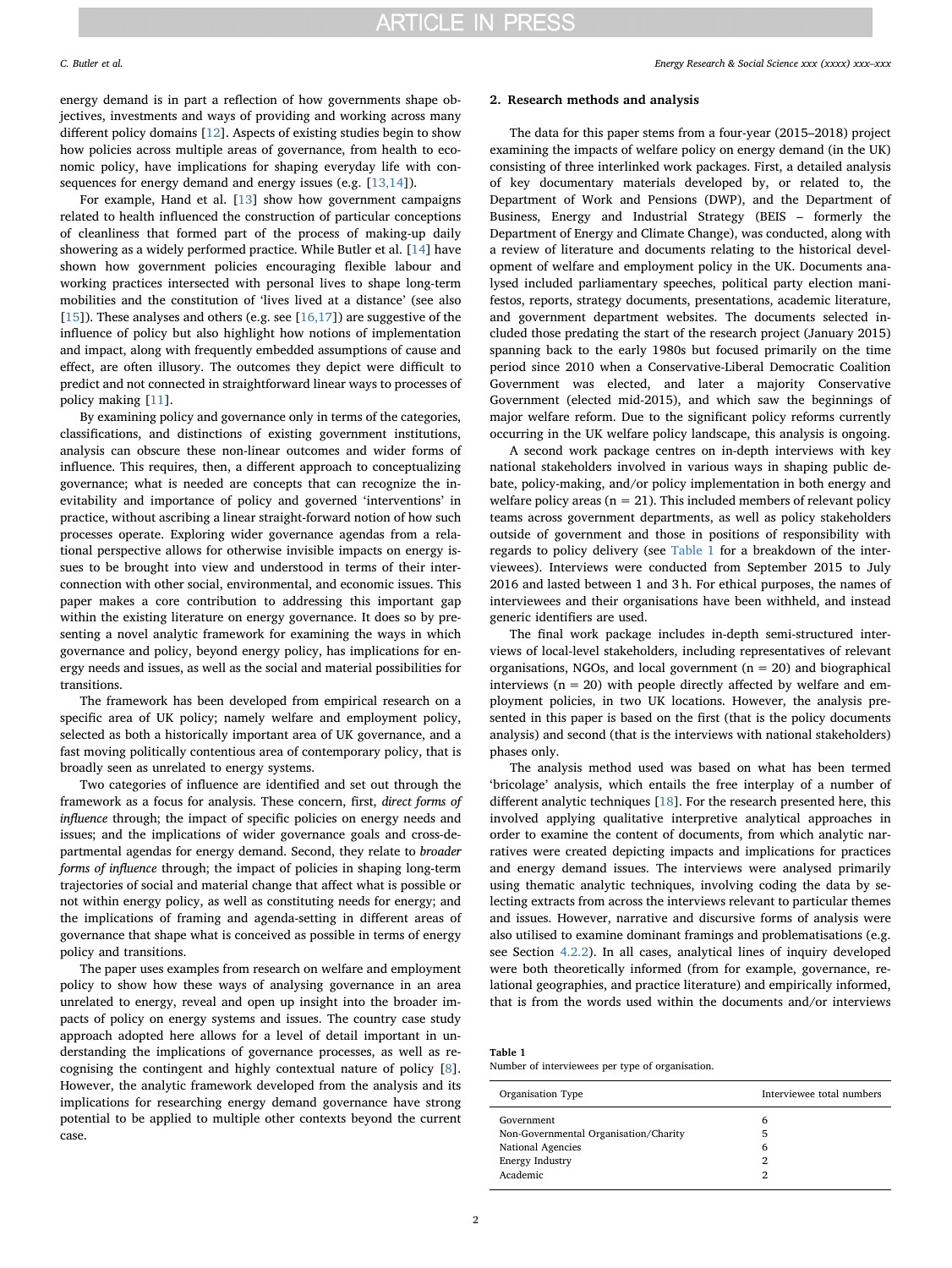energy demand is in part a reflection of how governments shape objectives, investments and ways of providing and working across many different policy domains [12]. Aspects of existing studies begin to show how policies across multiple areas of governance, from health to economic policy, have implications for shaping everyday life with consequences for energy demand and energy issues (e.g. [13,14]).

For example, Hand et al. [13] show how government campaigns related to health influenced the construction of particular conceptions of cleanliness that formed part of the process of making-up daily showering as a widely performed practice. While Butler et al. [14] have shown how government policies encouraging flexible labour and working practices intersected with personal lives to shape long-term mobilities and the constitution of 'lives lived at a distance' (see also [15]). These analyses and others (e.g. see [16,17]) are suggestive of the influence of policy but also highlight how notions of implementation and impact, along with frequently embedded assumptions of cause and effect, are often illusory. The outcomes they depict were difficult to predict and not connected in straightforward linear ways to processes of policy making [11].

By examining policy and governance only in terms of the categories, classifications, and distinctions of existing government institutions, analysis can obscure these non-linear outcomes and wider forms of influence. This requires, then, a different approach to conceptualizing governance; what is needed are concepts that can recognize the inevitability and importance of policy and governed 'interventions' in practice, without ascribing a linear straight-forward notion of how such processes operate. Exploring wider governance agendas from a relational perspective allows for otherwise invisible impacts on energy issues to be brought into view and understood in terms of their interconnection with other social, environmental, and economic issues. This paper makes a core contribution to addressing this important gap within the existing literature on energy governance. It does so by presenting a novel analytic framework for examining the ways in which governance and policy, beyond energy policy, has implications for energy needs and issues, as well as the social and material possibilities for transitions.

The framework has been developed from empirical research on a specific area of UK policy; namely welfare and employment policy, selected as both a historically important area of UK governance, and a fast moving politically contentious area of contemporary policy, that is broadly seen as unrelated to energy systems.

Two categories of influence are identified and set out through the framework as a focus for analysis. These concern, first, *direct forms of influence* through; the impact of specific policies on energy needs and issues; and the implications of wider governance goals and cross-departmental agendas for energy demand. Second, they relate to *broader forms of influence* through; the impact of policies in shaping long-term trajectories of social and material change that affect what is possible or not within energy policy, as well as constituting needs for energy; and the implications of framing and agenda-setting in different areas of governance that shape what is conceived as possible in terms of energy policy and transitions.

The paper uses examples from research on welfare and employment policy to show how these ways of analysing governance in an area unrelated to energy, reveal and open up insight into the broader impacts of policy on energy systems and issues. The country case study approach adopted here allows for a level of detail important in understanding the implications of governance processes, as well as recognising the contingent and highly contextual nature of policy [8]. However, the analytic framework developed from the analysis and its implications for researching energy demand governance have strong potential to be applied to multiple other contexts beyond the current case.

## 2. Research methods and analysis

The data for this paper stems from a four-year (2015–2018) project examining the impacts of welfare policy on energy demand (in the UK) consisting of three interlinked work packages. First, a detailed analysis of key documentary materials developed by, or related to, the Department of Work and Pensions (DWP), and the Department of Business, Energy and Industrial Strategy (BEIS – formerly the Department of Energy and Climate Change), was conducted, along with a review of literature and documents relating to the historical development of welfare and employment policy in the UK. Documents analysed included parliamentary speeches, political party election manifestos, reports, strategy documents, presentations, academic literature, and government department websites. The documents selected included those predating the start of the research project (January 2015) spanning back to the early 1980s but focused primarily on the time period since 2010 when a Conservative-Liberal Democratic Coalition Government was elected, and later a majority Conservative Government (elected mid-2015), and which saw the beginnings of major welfare reform. Due to the significant policy reforms currently occurring in the UK welfare policy landscape, this analysis is ongoing.

A second work package centres on in-depth interviews with key national stakeholders involved in various ways in shaping public debate, policy-making, and/or policy implementation in both energy and welfare policy areas (n = 21). This included members of relevant policy teams across government departments, as well as policy stakeholders outside of government and those in positions of responsibility with regards to policy delivery (see Table 1 for a breakdown of the interviewees). Interviews were conducted from September 2015 to July 2016 and lasted between 1 and 3 h. For ethical purposes, the names of interviewees and their organisations have been withheld, and instead generic identifiers are used.

The final work package includes in-depth semi-structured interviews of local-level stakeholders, including representatives of relevant organisations, NGOs, and local government (n = 20) and biographical interviews (n = 20) with people directly affected by welfare and employment policies, in two UK locations. However, the analysis presented in this paper is based on the first (that is the policy documents analysis) and second (that is the interviews with national stakeholders) phases only.

The analysis method used was based on what has been termed 'bricolage' analysis, which entails the free interplay of a number of different analytic techniques [18]. For the research presented here, this involved applying qualitative interpretive analytical approaches in order to examine the content of documents, from which analytic narratives were created depicting impacts and implications for practices and energy demand issues. The interviews were analysed primarily using thematic analytic techniques, involving coding the data by selecting extracts from across the interviews relevant to particular themes and issues. However, narrative and discursive forms of analysis were also utilised to examine dominant framings and problematisations (e.g. see Section 4.2.2). In all cases, analytical lines of inquiry developed were both theoretically informed (from for example, governance, relational geographies, and practice literature) and empirically informed, that is from the words used within the documents and/or interviews

**Table 1**
Number of interviewees per type of organisation.

| Organisation Type | Interviewee total numbers |
|---|---|
| Government | 6 |
| Non-Governmental Organisation/Charity | 5 |
| National Agencies | 6 |
| Energy Industry | 2 |
| Academic | 2 |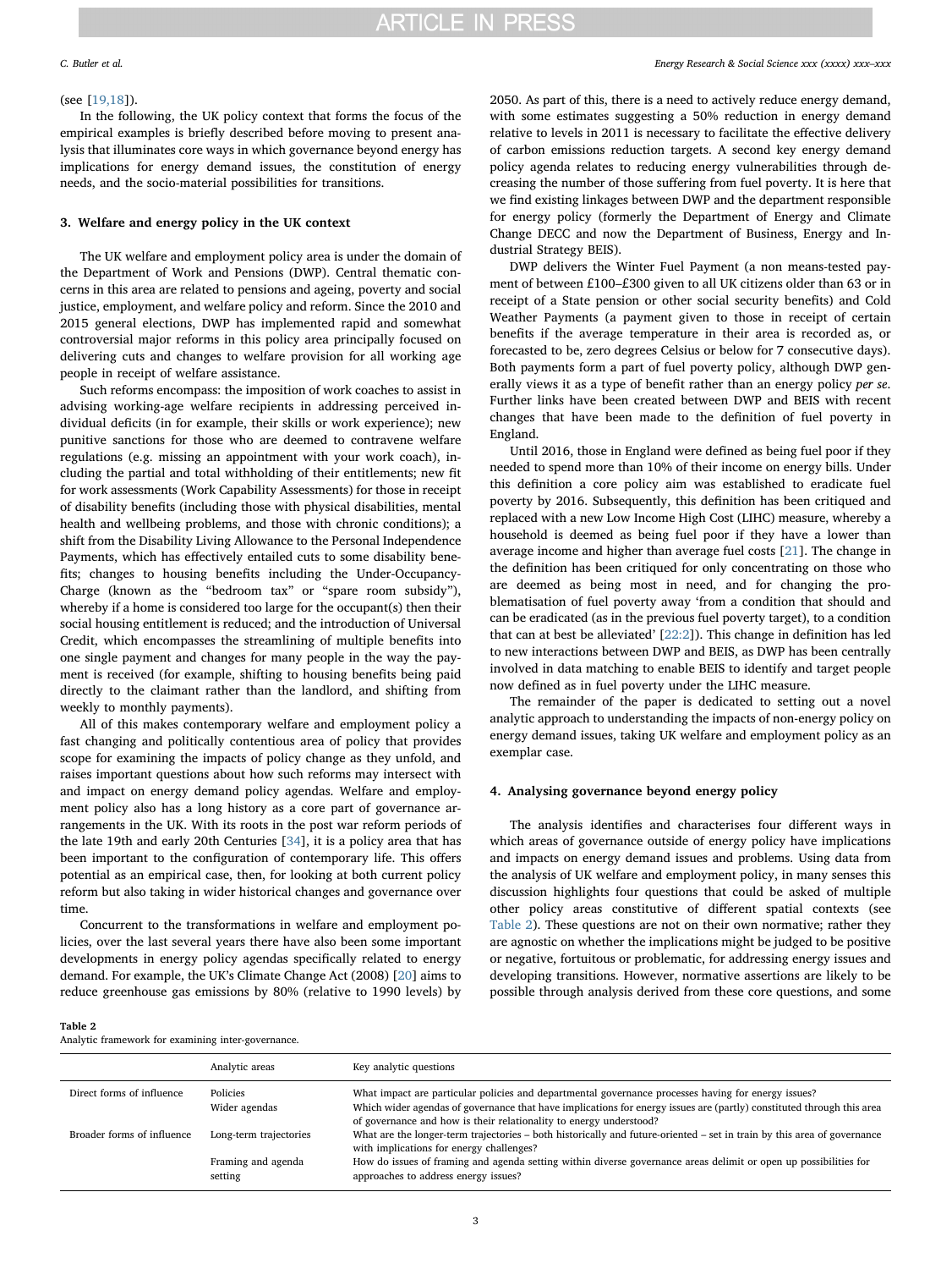(see [19,18]).

In the following, the UK policy context that forms the focus of the empirical examples is briefly described before moving to present analysis that illuminates core ways in which governance beyond energy has implications for energy demand issues, the constitution of energy needs, and the socio-material possibilities for transitions.

## 3. Welfare and energy policy in the UK context

The UK welfare and employment policy area is under the domain of the Department of Work and Pensions (DWP). Central thematic concerns in this area are related to pensions and ageing, poverty and social justice, employment, and welfare policy and reform. Since the 2010 and 2015 general elections, DWP has implemented rapid and somewhat controversial major reforms in this policy area principally focused on delivering cuts and changes to welfare provision for all working age people in receipt of welfare assistance.

Such reforms encompass: the imposition of work coaches to assist in advising working-age welfare recipients in addressing perceived individual deficits (in for example, their skills or work experience); new punitive sanctions for those who are deemed to contravene welfare regulations (e.g. missing an appointment with your work coach), including the partial and total withholding of their entitlements; new fit for work assessments (Work Capability Assessments) for those in receipt of disability benefits (including those with physical disabilities, mental health and wellbeing problems, and those with chronic conditions); a shift from the Disability Living Allowance to the Personal Independence Payments, which has effectively entailed cuts to some disability benefits; changes to housing benefits including the Under-Occupancy-Charge (known as the "bedroom tax" or "spare room subsidy"), whereby if a home is considered too large for the occupant(s) then their social housing entitlement is reduced; and the introduction of Universal Credit, which encompasses the streamlining of multiple benefits into one single payment and changes for many people in the way the payment is received (for example, shifting to housing benefits being paid directly to the claimant rather than the landlord, and shifting from weekly to monthly payments).

All of this makes contemporary welfare and employment policy a fast changing and politically contentious area of policy that provides scope for examining the impacts of policy change as they unfold, and raises important questions about how such reforms may intersect with and impact on energy demand policy agendas. Welfare and employment policy also has a long history as a core part of governance arrangements in the UK. With its roots in the post war reform periods of the late 19th and early 20th Centuries [34], it is a policy area that has been important to the configuration of contemporary life. This offers potential as an empirical case, then, for looking at both current policy reform but also taking in wider historical changes and governance over time.

Concurrent to the transformations in welfare and employment policies, over the last several years there have also been some important developments in energy policy agendas specifically related to energy demand. For example, the UK's Climate Change Act (2008) [20] aims to reduce greenhouse gas emissions by 80% (relative to 1990 levels) by 2050. As part of this, there is a need to actively reduce energy demand, with some estimates suggesting a 50% reduction in energy demand relative to levels in 2011 is necessary to facilitate the effective delivery of carbon emissions reduction targets. A second key energy demand policy agenda relates to reducing energy vulnerabilities through decreasing the number of those suffering from fuel poverty. It is here that we find existing linkages between DWP and the department responsible for energy policy (formerly the Department of Energy and Climate Change DECC and now the Department of Business, Energy and Industrial Strategy BEIS).

DWP delivers the Winter Fuel Payment (a non means-tested payment of between £100–£300 given to all UK citizens older than 63 or in receipt of a State pension or other social security benefits) and Cold Weather Payments (a payment given to those in receipt of certain benefits if the average temperature in their area is recorded as, or forecasted to be, zero degrees Celsius or below for 7 consecutive days). Both payments form a part of fuel poverty policy, although DWP generally views it as a type of benefit rather than an energy policy *per se*. Further links have been created between DWP and BEIS with recent changes that have been made to the definition of fuel poverty in England.

Until 2016, those in England were defined as being fuel poor if they needed to spend more than 10% of their income on energy bills. Under this definition a core policy aim was established to eradicate fuel poverty by 2016. Subsequently, this definition has been critiqued and replaced with a new Low Income High Cost (LIHC) measure, whereby a household is deemed as being fuel poor if they have a lower than average income and higher than average fuel costs [21]. The change in the definition has been critiqued for only concentrating on those who are deemed as being most in need, and for changing the problematisation of fuel poverty away 'from a condition that should and can be eradicated (as in the previous fuel poverty target), to a condition that can at best be alleviated' [22:2]). This change in definition has led to new interactions between DWP and BEIS, as DWP has been centrally involved in data matching to enable BEIS to identify and target people now defined as in fuel poverty under the LIHC measure.

The remainder of the paper is dedicated to setting out a novel analytic approach to understanding the impacts of non-energy policy on energy demand issues, taking UK welfare and employment policy as an exemplar case.

## 4. Analysing governance beyond energy policy

The analysis identifies and characterises four different ways in which areas of governance outside of energy policy have implications and impacts on energy demand issues and problems. Using data from the analysis of UK welfare and employment policy, in many senses this discussion highlights four questions that could be asked of multiple other policy areas constitutive of different spatial contexts (see Table 2). These questions are not on their own normative; rather they are agnostic on whether the implications might be judged to be positive or negative, fortuitous or problematic, for addressing energy issues and developing transitions. However, normative assertions are likely to be possible through analysis derived from these core questions, and some

**Table 2**
Analytic framework for examining inter-governance.

| | Analytic areas | Key analytic questions |
|---|---|---|
| Direct forms of influence | Policies | What impact are particular policies and departmental governance processes having for energy issues? |
| | Wider agendas | Which wider agendas of governance that have implications for energy issues are (partly) constituted through this area of governance and how is their relationality to energy understood? |
| Broader forms of influence | Long-term trajectories | What are the longer-term trajectories – both historically and future-oriented – set in train by this area of governance with implications for energy challenges? |
| | Framing and agenda setting | How do issues of framing and agenda setting within diverse governance areas delimit or open up possibilities for approaches to address energy issues? |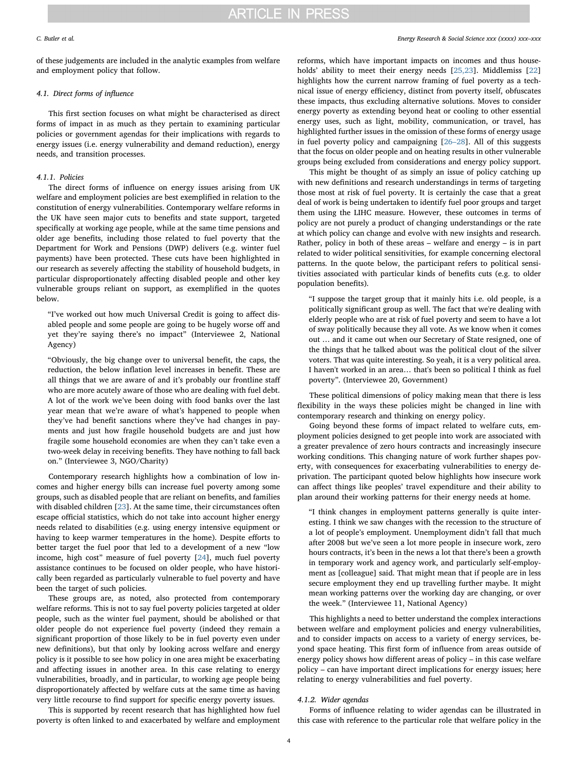of these judgements are included in the analytic examples from welfare and employment policy that follow.

### 4.1. Direct forms of influence

This first section focuses on what might be characterised as direct forms of impact in as much as they pertain to examining particular policies or government agendas for their implications with regards to energy issues (i.e. energy vulnerability and demand reduction), energy needs, and transition processes.

#### 4.1.1. Policies

The direct forms of influence on energy issues arising from UK welfare and employment policies are best exemplified in relation to the constitution of energy vulnerabilities. Contemporary welfare reforms in the UK have seen major cuts to benefits and state support, targeted specifically at working age people, while at the same time pensions and older age benefits, including those related to fuel poverty that the Department for Work and Pensions (DWP) delivers (e.g. winter fuel payments) have been protected. These cuts have been highlighted in our research as severely affecting the stability of household budgets, in particular disproportionately affecting disabled people and other key vulnerable groups reliant on support, as exemplified in the quotes below.

> "I've worked out how much Universal Credit is going to affect disabled people and some people are going to be hugely worse off and yet they're saying there's no impact" (Interviewee 2, National Agency)

> "Obviously, the big change over to universal benefit, the caps, the reduction, the below inflation level increases in benefit. These are all things that we are aware of and it's probably our frontline staff who are more acutely aware of those who are dealing with fuel debt. A lot of the work we've been doing with food banks over the last year mean that we're aware of what's happened to people when they've had benefit sanctions where they've had changes in payments and just how fragile household budgets are and just how fragile some household economies are when they can't take even a two-week delay in receiving benefits. They have nothing to fall back on." (Interviewee 3, NGO/Charity)

Contemporary research highlights how a combination of low incomes and higher energy bills can increase fuel poverty among some groups, such as disabled people that are reliant on benefits, and families with disabled children [23]. At the same time, their circumstances often escape official statistics, which do not take into account higher energy needs related to disabilities (e.g. using energy intensive equipment or having to keep warmer temperatures in the home). Despite efforts to better target the fuel poor that led to a development of a new "low income, high cost" measure of fuel poverty [24], much fuel poverty assistance continues to be focused on older people, who have historically been regarded as particularly vulnerable to fuel poverty and have been the target of such policies.

These groups are, as noted, also protected from contemporary welfare reforms. This is not to say fuel poverty policies targeted at older people, such as the winter fuel payment, should be abolished or that older people do not experience fuel poverty (indeed they remain a significant proportion of those likely to be in fuel poverty even under new definitions), but that only by looking across welfare and energy policy is it possible to see how policy in one area might be exacerbating and affecting issues in another area. In this case relating to energy vulnerabilities, broadly, and in particular, to working age people being disproportionately affected by welfare cuts at the same time as having very little recourse to find support for specific energy poverty issues.

This is supported by recent research that has highlighted how fuel poverty is often linked to and exacerbated by welfare and employment reforms, which have important impacts on incomes and thus households' ability to meet their energy needs [25,23]. Middlemiss [22] highlights how the current narrow framing of fuel poverty as a technical issue of energy efficiency, distinct from poverty itself, obfuscates these impacts, thus excluding alternative solutions. Moves to consider energy poverty as extending beyond heat or cooling to other essential energy uses, such as light, mobility, communication, or travel, has highlighted further issues in the omission of these forms of energy usage in fuel poverty policy and campaigning [26–28]. All of this suggests that the focus on older people and on heating results in other vulnerable groups being excluded from considerations and energy policy support.

This might be thought of as simply an issue of policy catching up with new definitions and research understandings in terms of targeting those most at risk of fuel poverty. It is certainly the case that a great deal of work is being undertaken to identify fuel poor groups and target them using the LIHC measure. However, these outcomes in terms of policy are not purely a product of changing understandings or the rate at which policy can change and evolve with new insights and research. Rather, policy in both of these areas – welfare and energy – is in part related to wider political sensitivities, for example concerning electoral patterns. In the quote below, the participant refers to political sensitivities associated with particular kinds of benefits cuts (e.g. to older population benefits).

> "I suppose the target group that it mainly hits i.e. old people, is a politically significant group as well. The fact that we're dealing with elderly people who are at risk of fuel poverty and seem to have a lot of sway politically because they all vote. As we know when it comes out … and it came out when our Secretary of State resigned, one of the things that he talked about was the political clout of the silver voters. That was quite interesting. So yeah, it is a very political area. I haven't worked in an area… that's been so political I think as fuel poverty". (Interviewee 20, Government)

These political dimensions of policy making mean that there is less flexibility in the ways these policies might be changed in line with contemporary research and thinking on energy policy.

Going beyond these forms of impact related to welfare cuts, employment policies designed to get people into work are associated with a greater prevalence of zero hours contracts and increasingly insecure working conditions. This changing nature of work further shapes poverty, with consequences for exacerbating vulnerabilities to energy deprivation. The participant quoted below highlights how insecure work can affect things like peoples' travel expenditure and their ability to plan around their working patterns for their energy needs at home.

> "I think changes in employment patterns generally is quite interesting. I think we saw changes with the recession to the structure of a lot of people's employment. Unemployment didn't fall that much after 2008 but we've seen a lot more people in insecure work, zero hours contracts, it's been in the news a lot that there's been a growth in temporary work and agency work, and particularly self-employment as [colleague] said. That might mean that if people are in less secure employment they end up travelling further maybe. It might mean working patterns over the working day are changing, or over the week." (Interviewee 11, National Agency)

This highlights a need to better understand the complex interactions between welfare and employment policies and energy vulnerabilities, and to consider impacts on access to a variety of energy services, beyond space heating. This first form of influence from areas outside of energy policy shows how different areas of policy – in this case welfare policy – can have important direct implications for energy issues; here relating to energy vulnerabilities and fuel poverty.

#### 4.1.2. Wider agendas

Forms of influence relating to wider agendas can be illustrated in this case with reference to the particular role that welfare policy in the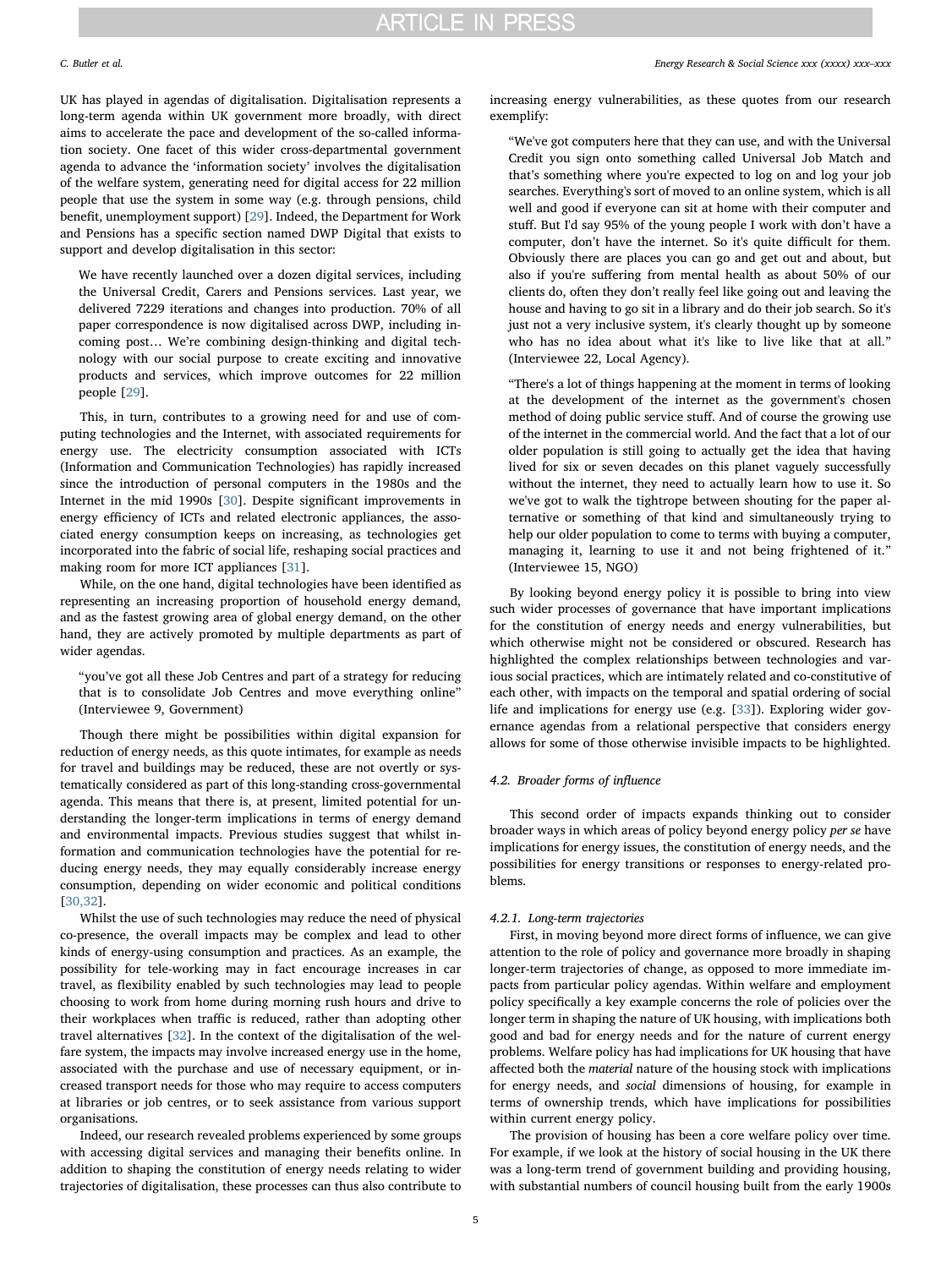UK has played in agendas of digitalisation. Digitalisation represents a long-term agenda within UK government more broadly, with direct aims to accelerate the pace and development of the so-called information society. One facet of this wider cross-departmental government agenda to advance the 'information society' involves the digitalisation of the welfare system, generating need for digital access for 22 million people that use the system in some way (e.g. through pensions, child benefit, unemployment support) [29]. Indeed, the Department for Work and Pensions has a specific section named DWP Digital that exists to support and develop digitalisation in this sector:

> We have recently launched over a dozen digital services, including the Universal Credit, Carers and Pensions services. Last year, we delivered 7229 iterations and changes into production. 70% of all paper correspondence is now digitalised across DWP, including incoming post… We're combining design-thinking and digital technology with our social purpose to create exciting and innovative products and services, which improve outcomes for 22 million people [29].

This, in turn, contributes to a growing need for and use of computing technologies and the Internet, with associated requirements for energy use. The electricity consumption associated with ICTs (Information and Communication Technologies) has rapidly increased since the introduction of personal computers in the 1980s and the Internet in the mid 1990s [30]. Despite significant improvements in energy efficiency of ICTs and related electronic appliances, the associated energy consumption keeps on increasing, as technologies get incorporated into the fabric of social life, reshaping social practices and making room for more ICT appliances [31].

While, on the one hand, digital technologies have been identified as representing an increasing proportion of household energy demand, and as the fastest growing area of global energy demand, on the other hand, they are actively promoted by multiple departments as part of wider agendas.

> "you've got all these Job Centres and part of a strategy for reducing that is to consolidate Job Centres and move everything online" (Interviewee 9, Government)

Though there might be possibilities within digital expansion for reduction of energy needs, as this quote intimates, for example as needs for travel and buildings may be reduced, these are not overtly or systematically considered as part of this long-standing cross-governmental agenda. This means that there is, at present, limited potential for understanding the longer-term implications in terms of energy demand and environmental impacts. Previous studies suggest that whilst information and communication technologies have the potential for reducing energy needs, they may equally considerably increase energy consumption, depending on wider economic and political conditions [30,32].

Whilst the use of such technologies may reduce the need of physical co-presence, the overall impacts may be complex and lead to other kinds of energy-using consumption and practices. As an example, the possibility for tele-working may in fact encourage increases in car travel, as flexibility enabled by such technologies may lead to people choosing to work from home during morning rush hours and drive to their workplaces when traffic is reduced, rather than adopting other travel alternatives [32]. In the context of the digitalisation of the welfare system, the impacts may involve increased energy use in the home, associated with the purchase and use of necessary equipment, or increased transport needs for those who may require to access computers at libraries or job centres, or to seek assistance from various support organisations.

Indeed, our research revealed problems experienced by some groups with accessing digital services and managing their benefits online. In addition to shaping the constitution of energy needs relating to wider trajectories of digitalisation, these processes can thus also contribute to increasing energy vulnerabilities, as these quotes from our research exemplify:

> "We've got computers here that they can use, and with the Universal Credit you sign onto something called Universal Job Match and that's something where you're expected to log on and log your job searches. Everything's sort of moved to an online system, which is all well and good if everyone can sit at home with their computer and stuff. But I'd say 95% of the young people I work with don't have a computer, don't have the internet. So it's quite difficult for them. Obviously there are places you can go and get out and about, but also if you're suffering from mental health as about 50% of our clients do, often they don't really feel like going out and leaving the house and having to go sit in a library and do their job search. So it's just not a very inclusive system, it's clearly thought up by someone who has no idea about what it's like to live like that at all." (Interviewee 22, Local Agency).

> "There's a lot of things happening at the moment in terms of looking at the development of the internet as the government's chosen method of doing public service stuff. And of course the growing use of the internet in the commercial world. And the fact that a lot of our older population is still going to actually get the idea that having lived for six or seven decades on this planet vaguely successfully without the internet, they need to actually learn how to use it. So we've got to walk the tightrope between shouting for the paper alternative or something of that kind and simultaneously trying to help our older population to come to terms with buying a computer, managing it, learning to use it and not being frightened of it." (Interviewee 15, NGO)

By looking beyond energy policy it is possible to bring into view such wider processes of governance that have important implications for the constitution of energy needs and energy vulnerabilities, but which otherwise might not be considered or obscured. Research has highlighted the complex relationships between technologies and various social practices, which are intimately related and co-constitutive of each other, with impacts on the temporal and spatial ordering of social life and implications for energy use (e.g. [33]). Exploring wider governance agendas from a relational perspective that considers energy allows for some of those otherwise invisible impacts to be highlighted.

### 4.2. Broader forms of influence

This second order of impacts expands thinking out to consider broader ways in which areas of policy beyond energy policy *per se* have implications for energy issues, the constitution of energy needs, and the possibilities for energy transitions or responses to energy-related problems.

#### 4.2.1. Long-term trajectories

First, in moving beyond more direct forms of influence, we can give attention to the role of policy and governance more broadly in shaping longer-term trajectories of change, as opposed to more immediate impacts from particular policy agendas. Within welfare and employment policy specifically a key example concerns the role of policies over the longer term in shaping the nature of UK housing, with implications both good and bad for energy needs and for the nature of current energy problems. Welfare policy has had implications for UK housing that have affected both the *material* nature of the housing stock with implications for energy needs, and *social* dimensions of housing, for example in terms of ownership trends, which have implications for possibilities within current energy policy.

The provision of housing has been a core welfare policy over time. For example, if we look at the history of social housing in the UK there was a long-term trend of government building and providing housing, with substantial numbers of council housing built from the early 1900s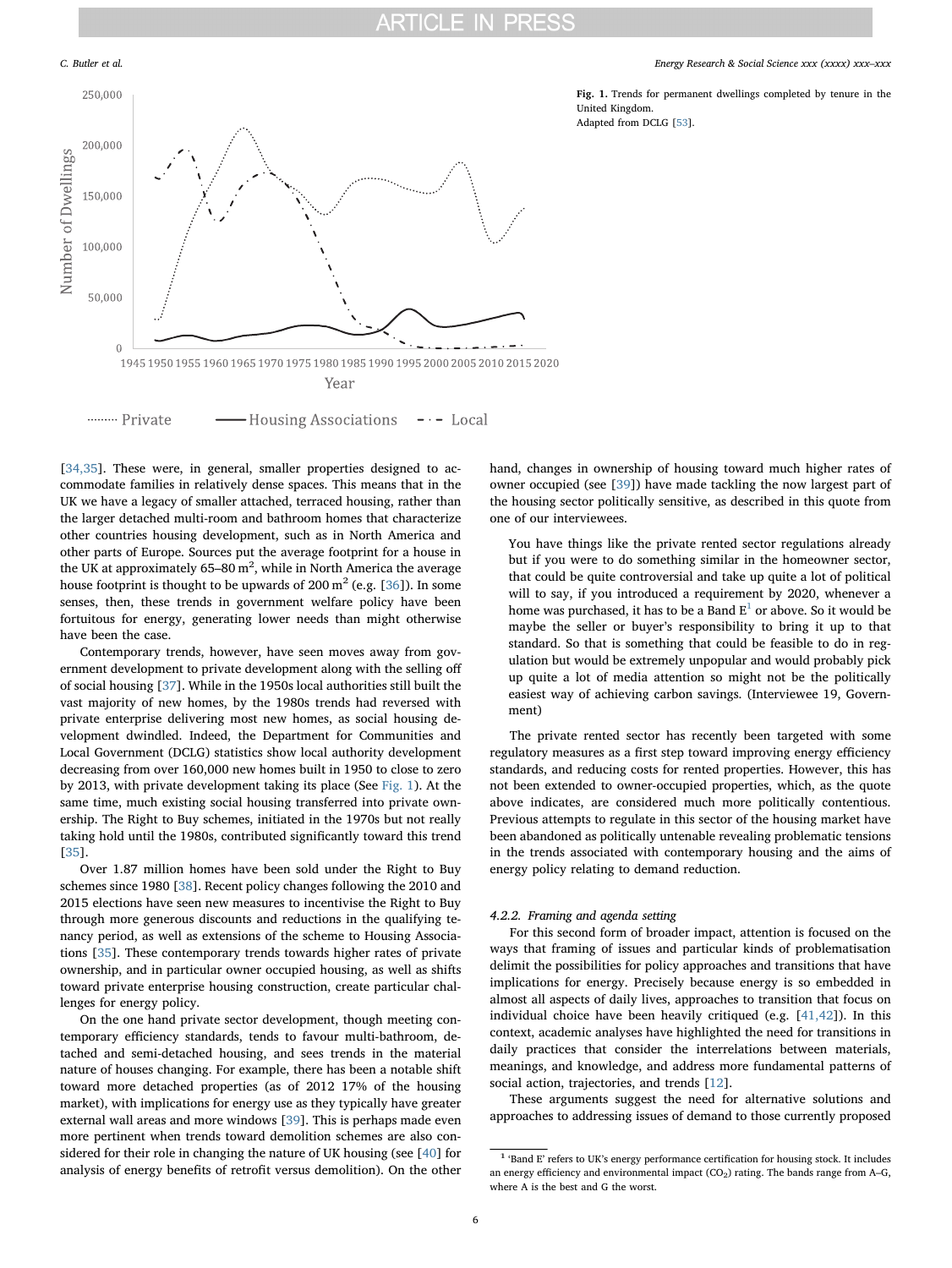Fig. 1. Trends for permanent dwellings completed by tenure in the United Kingdom.
Adapted from DCLG [53].

[34,35]. These were, in general, smaller properties designed to accommodate families in relatively dense spaces. This means that in the UK we have a legacy of smaller attached, terraced housing, rather than the larger detached multi-room and bathroom homes that characterize other countries housing development, such as in North America and other parts of Europe. Sources put the average footprint for a house in the UK at approximately 65–80 $m^2$, while in North America the average house footprint is thought to be upwards of 200 $m^2$ (e.g. [36]). In some senses, then, these trends in government welfare policy have been fortuitous for energy, generating lower needs than might otherwise have been the case.

Contemporary trends, however, have seen moves away from government development to private development along with the selling off of social housing [37]. While in the 1950s local authorities still built the vast majority of new homes, by the 1980s trends had reversed with private enterprise delivering most new homes, as social housing development dwindled. Indeed, the Department for Communities and Local Government (DCLG) statistics show local authority development decreasing from over 160,000 new homes built in 1950 to close to zero by 2013, with private development taking its place (See Fig. 1). At the same time, much existing social housing transferred into private ownership. The Right to Buy schemes, initiated in the 1970s but not really taking hold until the 1980s, contributed significantly toward this trend [35].

Over 1.87 million homes have been sold under the Right to Buy schemes since 1980 [38]. Recent policy changes following the 2010 and 2015 elections have seen new measures to incentivise the Right to Buy through more generous discounts and reductions in the qualifying tenancy period, as well as extensions of the scheme to Housing Associations [35]. These contemporary trends towards higher rates of private ownership, and in particular owner occupied housing, as well as shifts toward private enterprise housing construction, create particular challenges for energy policy.

On the one hand private sector development, though meeting contemporary efficiency standards, tends to favour multi-bathroom, detached and semi-detached housing, and sees trends in the material nature of houses changing. For example, there has been a notable shift toward more detached properties (as of 2012 17% of the housing market), with implications for energy use as they typically have greater external wall areas and more windows [39]. This is perhaps made even more pertinent when trends toward demolition schemes are also considered for their role in changing the nature of UK housing (see [40] for analysis of energy benefits of retrofit versus demolition). On the other hand, changes in ownership of housing toward much higher rates of owner occupied (see [39]) have made tackling the now largest part of the housing sector politically sensitive, as described in this quote from one of our interviewees.

> You have things like the private rented sector regulations already but if you were to do something similar in the homeowner sector, that could be quite controversial and take up quite a lot of political will to say, if you introduced a requirement by 2020, whenever a home was purchased, it has to be a Band E[1] or above. So it would be maybe the seller or buyer's responsibility to bring it up to that standard. So that is something that could be feasible to do in regulation but would be extremely unpopular and would probably pick up quite a lot of media attention so might not be the politically easiest way of achieving carbon savings. (Interviewee 19, Government)

The private rented sector has recently been targeted with some regulatory measures as a first step toward improving energy efficiency standards, and reducing costs for rented properties. However, this has not been extended to owner-occupied properties, which, as the quote above indicates, are considered much more politically contentious. Previous attempts to regulate in this sector of the housing market have been abandoned as politically untenable revealing problematic tensions in the trends associated with contemporary housing and the aims of energy policy relating to demand reduction.

#### 4.2.2. Framing and agenda setting

For this second form of broader impact, attention is focused on the ways that framing of issues and particular kinds of problematisation delimit the possibilities for policy approaches and transitions that have implications for energy. Precisely because energy is so embedded in almost all aspects of daily lives, approaches to transition that focus on individual choice have been heavily critiqued (e.g. [41,42]). In this context, academic analyses have highlighted the need for transitions in daily practices that consider the interrelations between materials, meanings, and knowledge, and address more fundamental patterns of social action, trajectories, and trends [12].

These arguments suggest the need for alternative solutions and approaches to addressing issues of demand to those currently proposed

[1] 'Band E' refers to UK's energy performance certification for housing stock. It includes an energy efficiency and environmental impact ($CO_2$) rating. The bands range from A–G, where A is the best and G the worst.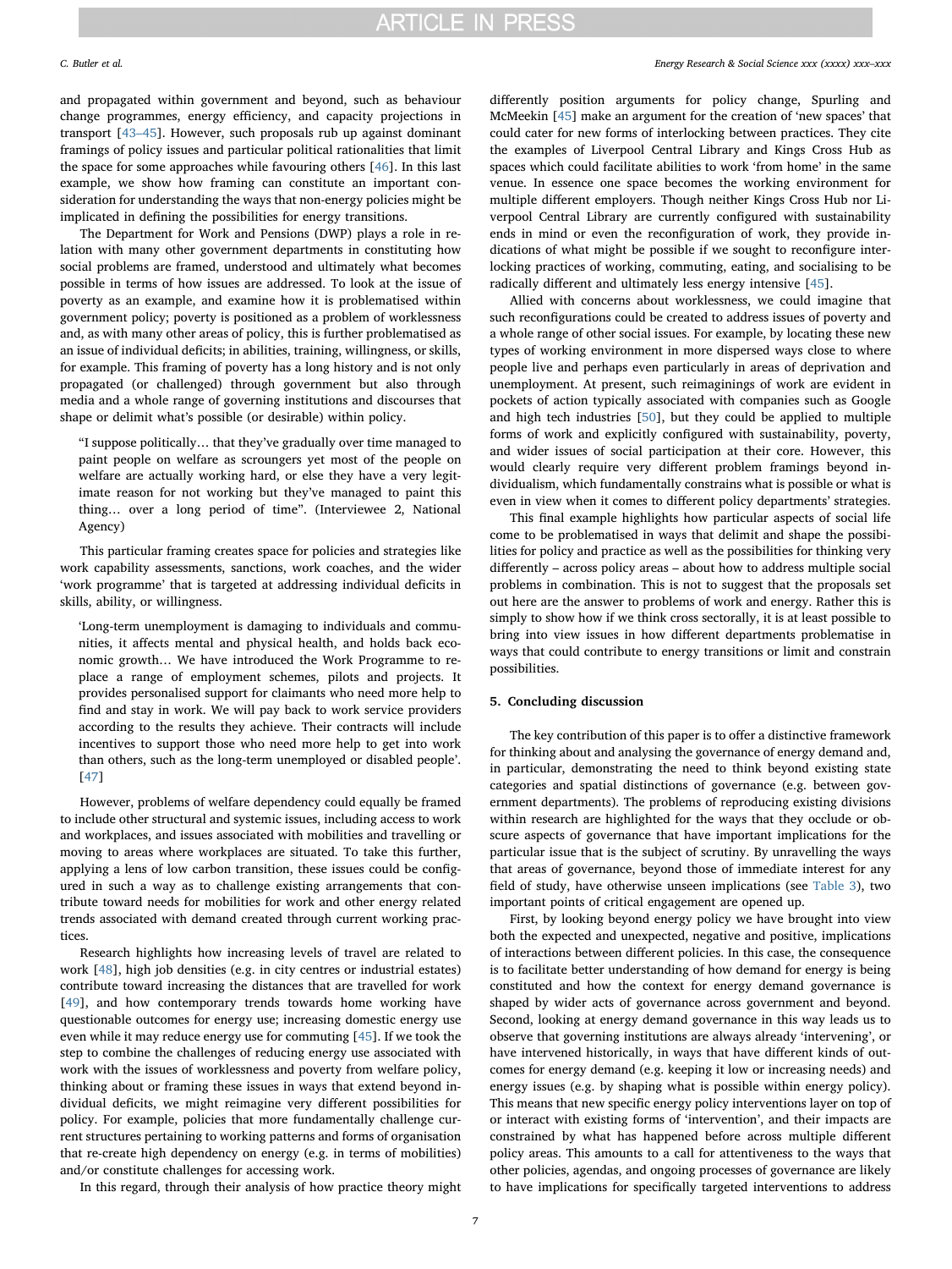and propagated within government and beyond, such as behaviour change programmes, energy efficiency, and capacity projections in transport [43–45]. However, such proposals rub up against dominant framings of policy issues and particular political rationalities that limit the space for some approaches while favouring others [46]. In this last example, we show how framing can constitute an important consideration for understanding the ways that non-energy policies might be implicated in defining the possibilities for energy transitions.

The Department for Work and Pensions (DWP) plays a role in relation with many other government departments in constituting how social problems are framed, understood and ultimately what becomes possible in terms of how issues are addressed. To look at the issue of poverty as an example, and examine how it is problematised within government policy; poverty is positioned as a problem of worklessness and, as with many other areas of policy, this is further problematised as an issue of individual deficits; in abilities, training, willingness, or skills, for example. This framing of poverty has a long history and is not only propagated (or challenged) through government but also through media and a whole range of governing institutions and discourses that shape or delimit what's possible (or desirable) within policy.

> "I suppose politically… that they've gradually over time managed to paint people on welfare as scroungers yet most of the people on welfare are actually working hard, or else they have a very legitimate reason for not working but they've managed to paint this thing… over a long period of time". (Interviewee 2, National Agency)

This particular framing creates space for policies and strategies like work capability assessments, sanctions, work coaches, and the wider 'work programme' that is targeted at addressing individual deficits in skills, ability, or willingness.

> 'Long-term unemployment is damaging to individuals and communities, it affects mental and physical health, and holds back economic growth… We have introduced the Work Programme to replace a range of employment schemes, pilots and projects. It provides personalised support for claimants who need more help to find and stay in work. We will pay back to work service providers according to the results they achieve. Their contracts will include incentives to support those who need more help to get into work than others, such as the long-term unemployed or disabled people'. [47]

However, problems of welfare dependency could equally be framed to include other structural and systemic issues, including access to work and workplaces, and issues associated with mobilities and travelling or moving to areas where workplaces are situated. To take this further, applying a lens of low carbon transition, these issues could be configured in such a way as to challenge existing arrangements that contribute toward needs for mobilities for work and other energy related trends associated with demand created through current working practices.

Research highlights how increasing levels of travel are related to work [48], high job densities (e.g. in city centres or industrial estates) contribute toward increasing the distances that are travelled for work [49], and how contemporary trends towards home working have questionable outcomes for energy use; increasing domestic energy use even while it may reduce energy use for commuting [45]. If we took the step to combine the challenges of reducing energy use associated with work with the issues of worklessness and poverty from welfare policy, thinking about or framing these issues in ways that extend beyond individual deficits, we might reimagine very different possibilities for policy. For example, policies that more fundamentally challenge current structures pertaining to working patterns and forms of organisation that re-create high dependency on energy (e.g. in terms of mobilities) and/or constitute challenges for accessing work.

In this regard, through their analysis of how practice theory might differently position arguments for policy change, Spurling and McMeekin [45] make an argument for the creation of 'new spaces' that could cater for new forms of interlocking between practices. They cite the examples of Liverpool Central Library and Kings Cross Hub as spaces which could facilitate abilities to work 'from home' in the same venue. In essence one space becomes the working environment for multiple different employers. Though neither Kings Cross Hub nor Liverpool Central Library are currently configured with sustainability ends in mind or even the reconfiguration of work, they provide indications of what might be possible if we sought to reconfigure interlocking practices of working, commuting, eating, and socialising to be radically different and ultimately less energy intensive [45].

Allied with concerns about worklessness, we could imagine that such reconfigurations could be created to address issues of poverty and a whole range of other social issues. For example, by locating these new types of working environment in more dispersed ways close to where people live and perhaps even particularly in areas of deprivation and unemployment. At present, such reimaginings of work are evident in pockets of action typically associated with companies such as Google and high tech industries [50], but they could be applied to multiple forms of work and explicitly configured with sustainability, poverty, and wider issues of social participation at their core. However, this would clearly require very different problem framings beyond individualism, which fundamentally constrains what is possible or what is even in view when it comes to different policy departments' strategies.

This final example highlights how particular aspects of social life come to be problematised in ways that delimit and shape the possibilities for policy and practice as well as the possibilities for thinking very differently – across policy areas – about how to address multiple social problems in combination. This is not to suggest that the proposals set out here are the answer to problems of work and energy. Rather this is simply to show how if we think cross sectorally, it is at least possible to bring into view issues in how different departments problematise in ways that could contribute to energy transitions or limit and constrain possibilities.

## 5. Concluding discussion

The key contribution of this paper is to offer a distinctive framework for thinking about and analysing the governance of energy demand and, in particular, demonstrating the need to think beyond existing state categories and spatial distinctions of governance (e.g. between government departments). The problems of reproducing existing divisions within research are highlighted for the ways that they occlude or obscure aspects of governance that have important implications for the particular issue that is the subject of scrutiny. By unravelling the ways that areas of governance, beyond those of immediate interest for any field of study, have otherwise unseen implications (see Table 3), two important points of critical engagement are opened up.

First, by looking beyond energy policy we have brought into view both the expected and unexpected, negative and positive, implications of interactions between different policies. In this case, the consequence is to facilitate better understanding of how demand for energy is being constituted and how the context for energy demand governance is shaped by wider acts of governance across government and beyond. Second, looking at energy demand governance in this way leads us to observe that governing institutions are always already 'intervening', or have intervened historically, in ways that have different kinds of outcomes for energy demand (e.g. keeping it low or increasing needs) and energy issues (e.g. by shaping what is possible within energy policy). This means that new specific energy policy interventions layer on top of or interact with existing forms of 'intervention', and their impacts are constrained by what has happened before across multiple different policy areas. This amounts to a call for attentiveness to the ways that other policies, agendas, and ongoing processes of governance are likely to have implications for specifically targeted interventions to address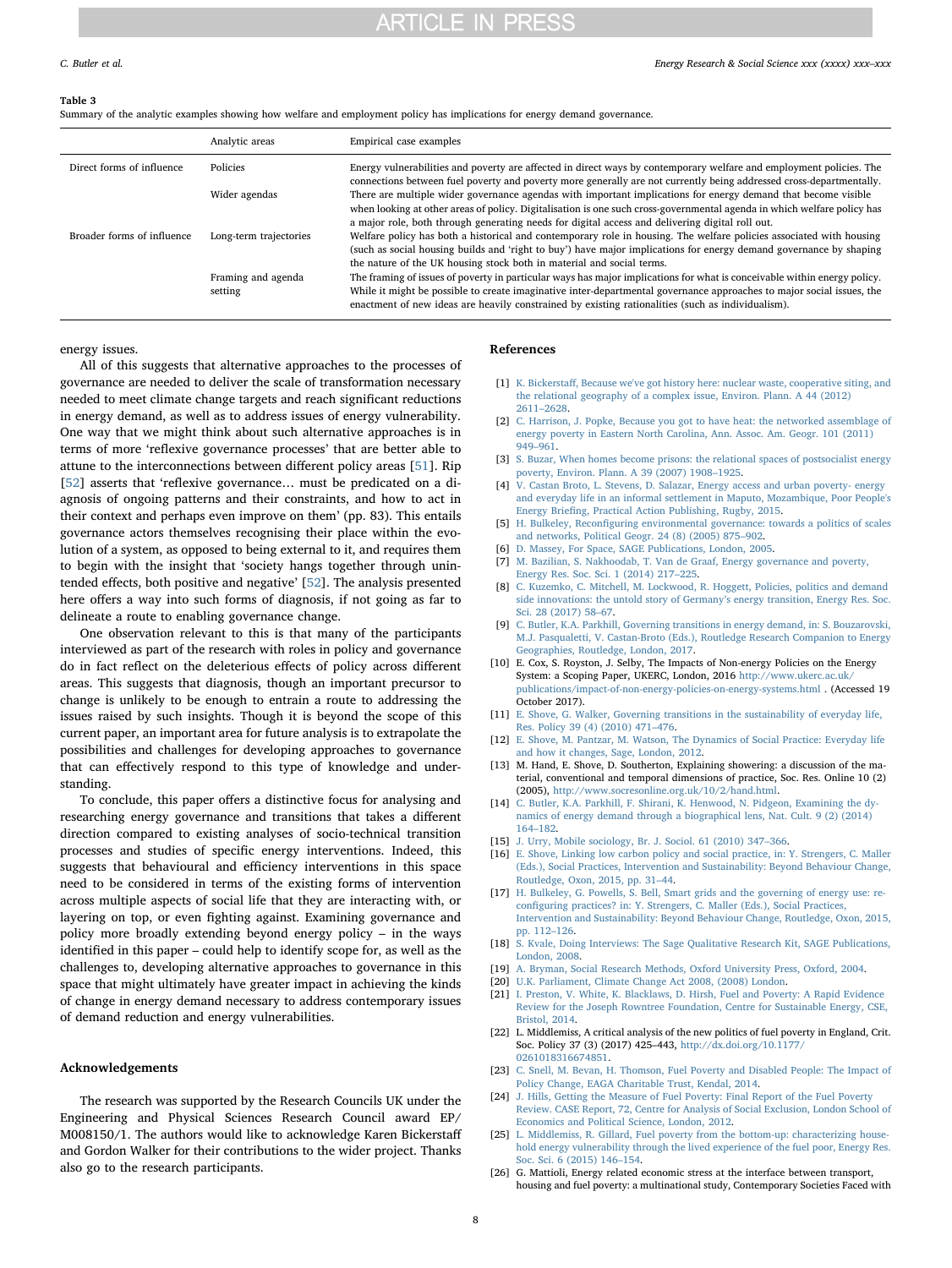**Table 3**
Summary of the analytic examples showing how welfare and employment policy has implications for energy demand governance.

| | Analytic areas | Empirical case examples |
|---|---|---|
| Direct forms of influence | Policies | Energy vulnerabilities and poverty are affected in direct ways by contemporary welfare and employment policies. The connections between fuel poverty and poverty more generally are not currently being addressed cross-departmentally. |
| | Wider agendas | There are multiple wider governance agendas with important implications for energy demand that become visible when looking at other areas of policy. Digitalisation is one such cross-governmental agenda in which welfare policy has a major role, both through generating needs for digital access and delivering digital roll out. |
| Broader forms of influence | Long-term trajectories | Welfare policy has both a historical and contemporary role in housing. The welfare policies associated with housing (such as social housing builds and 'right to buy') have major implications for energy demand governance by shaping the nature of the UK housing stock both in material and social terms. |
| | Framing and agenda setting | The framing of issues of poverty in particular ways has major implications for what is conceivable within energy policy. While it might be possible to create imaginative inter-departmental governance approaches to major social issues, the enactment of new ideas are heavily constrained by existing rationalities (such as individualism). |

energy issues.

All of this suggests that alternative approaches to the processes of governance are needed to deliver the scale of transformation necessary needed to meet climate change targets and reach significant reductions in energy demand, as well as to address issues of energy vulnerability. One way that we might think about such alternative approaches is in terms of more 'reflexive governance processes' that are better able to attune to the interconnections between different policy areas [51]. Rip [52] asserts that 'reflexive governance… must be predicated on a diagnosis of ongoing patterns and their constraints, and how to act in their context and perhaps even improve on them' (pp. 83). This entails governance actors themselves recognising their place within the evolution of a system, as opposed to being external to it, and requires them to begin with the insight that 'society hangs together through unintended effects, both positive and negative' [52]. The analysis presented here offers a way into such forms of diagnosis, if not going as far to delineate a route to enabling governance change.

One observation relevant to this is that many of the participants interviewed as part of the research with roles in policy and governance do in fact reflect on the deleterious effects of policy across different areas. This suggests that diagnosis, though an important precursor to change is unlikely to be enough to entrain a route to addressing the issues raised by such insights. Though it is beyond the scope of this current paper, an important area for future analysis is to extrapolate the possibilities and challenges for developing approaches to governance that can effectively respond to this type of knowledge and understanding.

To conclude, this paper offers a distinctive focus for analysing and researching energy governance and transitions that takes a different direction compared to existing analyses of socio-technical transition processes and studies of specific energy interventions. Indeed, this suggests that behavioural and efficiency interventions in this space need to be considered in terms of the existing forms of intervention across multiple aspects of social life that they are interacting with, or layering on top, or even fighting against. Examining governance and policy more broadly extending beyond energy policy – in the ways identified in this paper – could help to identify scope for, as well as the challenges to, developing alternative approaches to governance in this space that might ultimately have greater impact in achieving the kinds of change in energy demand necessary to address contemporary issues of demand reduction and energy vulnerabilities.

## Acknowledgements

The research was supported by the Research Councils UK under the Engineering and Physical Sciences Research Council award EP/M008150/1. The authors would like to acknowledge Karen Bickerstaff and Gordon Walker for their contributions to the wider project. Thanks also go to the research participants.

## References

[1] K. Bickerstaff, Because we've got history here: nuclear waste, cooperative siting, and the relational geography of a complex issue, Environ. Plann. A 44 (2012) 2611–2628.
[2] C. Harrison, J. Popke, Because you got to have heat: the networked assemblage of energy poverty in Eastern North Carolina, Ann. Assoc. Am. Geogr. 101 (2011) 949–961.
[3] S. Buzar, When homes become prisons: the relational spaces of postsocialist energy poverty, Environ. Plann. A 39 (2007) 1908–1925.
[4] V. Castan Broto, L. Stevens, D. Salazar, Energy access and urban poverty- energy and everyday life in an informal settlement in Maputo, Mozambique, Poor People's Energy Briefing, Practical Action Publishing, Rugby, 2015.
[5] H. Bulkeley, Reconfiguring environmental governance: towards a politics of scales and networks, Political Geogr. 24 (8) (2005) 875–902.
[6] D. Massey, For Space, SAGE Publications, London, 2005.
[7] M. Bazilian, S. Nakhoodab, T. Van de Graaf, Energy governance and poverty, Energy Res. Soc. Sci. 1 (2014) 217–225.
[8] C. Kuzemko, C. Mitchell, M. Lockwood, R. Hoggett, Policies, politics and demand side innovations: the untold story of Germany's energy transition, Energy Res. Soc. Sci. 28 (2017) 58–67.
[9] C. Butler, K.A. Parkhill, Governing transitions in energy demand, in: S. Bouzarovski, M.J. Pasqualetti, V. Castan-Broto (Eds.), Routledge Research Companion to Energy Geographies, Routledge, London, 2017.
[10] E. Cox, S. Royston, J. Selby, The Impacts of Non-energy Policies on the Energy System: a Scoping Paper, UKERC, London, 2016 http://www.ukerc.ac.uk/publications/impact-of-non-energy-policies-on-energy-systems.html . (Accessed 19 October 2017).
[11] E. Shove, G. Walker, Governing transitions in the sustainability of everyday life, Res. Policy 39 (4) (2010) 471–476.
[12] E. Shove, M. Pantzar, M. Watson, The Dynamics of Social Practice: Everyday life and how it changes, Sage, London, 2012.
[13] M. Hand, E. Shove, D. Southerton, Explaining showering: a discussion of the material, conventional and temporal dimensions of practice, Soc. Res. Online 10 (2) (2005), http://www.socresonline.org.uk/10/2/hand.html.
[14] C. Butler, K.A. Parkhill, F. Shirani, K. Henwood, N. Pidgeon, Examining the dynamics of energy demand through a biographical lens, Nat. Cult. 9 (2) (2014) 164–182.
[15] J. Urry, Mobile sociology, Br. J. Sociol. 61 (2010) 347–366.
[16] E. Shove, Linking low carbon policy and social practice, in: Y. Strengers, C. Maller (Eds.), Social Practices, Intervention and Sustainability: Beyond Behaviour Change, Routledge, Oxon, 2015, pp. 31–44.
[17] H. Bulkeley, G. Powells, S. Bell, Smart grids and the governing of energy use: reconfiguring practices? in: Y. Strengers, C. Maller (Eds.), Social Practices, Intervention and Sustainability: Beyond Behaviour Change, Routledge, Oxon, 2015, pp. 112–126.
[18] S. Kvale, Doing Interviews: The Sage Qualitative Research Kit, SAGE Publications, London, 2008.
[19] A. Bryman, Social Research Methods, Oxford University Press, Oxford, 2004.
[20] U.K. Parliament, Climate Change Act 2008, (2008) London.
[21] I. Preston, V. White, K. Blacklaws, D. Hirsh, Fuel and Poverty: A Rapid Evidence Review for the Joseph Rowntree Foundation, Centre for Sustainable Energy, CSE, Bristol, 2014.
[22] L. Middlemiss, A critical analysis of the new politics of fuel poverty in England, Crit. Soc. Policy 37 (3) (2017) 425–443, http://dx.doi.org/10.1177/0261018316674851.
[23] C. Snell, M. Bevan, H. Thomson, Fuel Poverty and Disabled People: The Impact of Policy Change, EAGA Charitable Trust, Kendal, 2014.
[24] J. Hills, Getting the Measure of Fuel Poverty: Final Report of the Fuel Poverty Review. CASE Report, 72, Centre for Analysis of Social Exclusion, London School of Economics and Political Science, London, 2012.
[25] L. Middlemiss, R. Gillard, Fuel poverty from the bottom-up: characterizing household energy vulnerability through the lived experience of the fuel poor, Energy Res. Soc. Sci. 6 (2015) 146–154.
[26] G. Mattioli, Energy related economic stress at the interface between transport, housing and fuel poverty: a multinational study, Contemporary Societies Faced with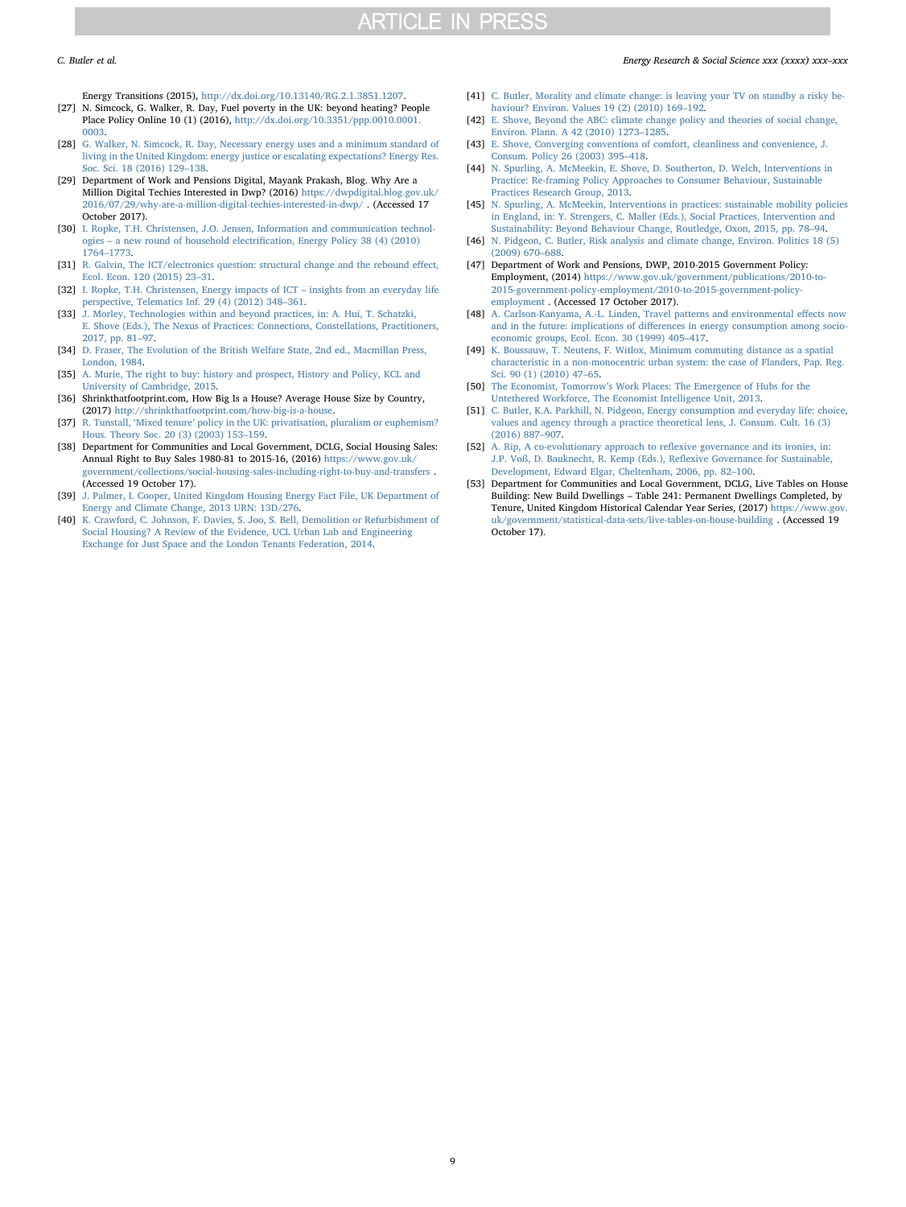Energy Transitions (2015), http://dx.doi.org/10.13140/RG.2.1.3851.1207.

[27] N. Simcock, G. Walker, R. Day, Fuel poverty in the UK: beyond heating? People Place Policy Online 10 (1) (2016), http://dx.doi.org/10.3351/ppp.0010.0001.0003.

[28] G. Walker, N. Simcock, R. Day, Necessary energy uses and a minimum standard of living in the United Kingdom: energy justice or escalating expectations? Energy Res. Soc. Sci. 18 (2016) 129–138.

[29] Department of Work and Pensions Digital, Mayank Prakash, Blog. Why Are a Million Digital Techies Interested in Dwp? (2016) https://dwpdigital.blog.gov.uk/2016/07/29/why-are-a-million-digital-techies-interested-in-dwp/ . (Accessed 17 October 2017).

[30] I. Ropke, T.H. Christensen, J.O. Jensen, Information and communication technologies – a new round of household electrification, Energy Policy 38 (4) (2010) 1764–1773.

[31] R. Galvin, The ICT/electronics question: structural change and the rebound effect, Ecol. Econ. 120 (2015) 23–31.

[32] I. Ropke, T.H. Christensen, Energy impacts of ICT – insights from an everyday life perspective, Telematics Inf. 29 (4) (2012) 348–361.

[33] J. Morley, Technologies within and beyond practices, in: A. Hui, T. Schatzki, E. Shove (Eds.), The Nexus of Practices: Connections, Constellations, Practitioners, 2017, pp. 81–97.

[34] D. Fraser, The Evolution of the British Welfare State, 2nd ed., Macmillan Press, London, 1984.

[35] A. Murie, The right to buy: history and prospect, History and Policy, KCL and University of Cambridge, 2015.

[36] Shrinkthatfootprint.com, How Big Is a House? Average House Size by Country, (2017) http://shrinkthatfootprint.com/how-big-is-a-house.

[37] R. Tunstall, 'Mixed tenure' policy in the UK: privatisation, pluralism or euphemism? Hous. Theory Soc. 20 (3) (2003) 153–159.

[38] Department for Communities and Local Government, DCLG, Social Housing Sales: Annual Right to Buy Sales 1980-81 to 2015-16, (2016) https://www.gov.uk/government/collections/social-housing-sales-including-right-to-buy-and-transfers . (Accessed 19 October 17).

[39] J. Palmer, I. Cooper, United Kingdom Housing Energy Fact File, UK Department of Energy and Climate Change, 2013 URN: 13D/276.

[40] K. Crawford, C. Johnson, F. Davies, S. Joo, S. Bell, Demolition or Refurbishment of Social Housing? A Review of the Evidence, UCL Urban Lab and Engineering Exchange for Just Space and the London Tenants Federation, 2014.

[41] C. Butler, Morality and climate change: is leaving your TV on standby a risky behaviour? Environ. Values 19 (2) (2010) 169–192.

[42] E. Shove, Beyond the ABC: climate change policy and theories of social change, Environ. Plann. A 42 (2010) 1273–1285.

[43] E. Shove, Converging conventions of comfort, cleanliness and convenience, J. Consum. Policy 26 (2003) 395–418.

[44] N. Spurling, A. McMeekin, E. Shove, D. Southerton, D. Welch, Interventions in Practice: Re-framing Policy Approaches to Consumer Behaviour, Sustainable Practices Research Group, 2013.

[45] N. Spurling, A. McMeekin, Interventions in practices: sustainable mobility policies in England, in: Y. Strengers, C. Maller (Eds.), Social Practices, Intervention and Sustainability: Beyond Behaviour Change, Routledge, Oxon, 2015, pp. 78–94.

[46] N. Pidgeon, C. Butler, Risk analysis and climate change, Environ. Politics 18 (5) (2009) 670–688.

[47] Department of Work and Pensions, DWP, 2010-2015 Government Policy: Employment, (2014) https://www.gov.uk/government/publications/2010-to-2015-government-policy-employment/2010-to-2015-government-policy-employment . (Accessed 17 October 2017).

[48] A. Carlson-Kanyama, A.-L. Linden, Travel patterns and environmental effects now and in the future: implications of differences in energy consumption among socio-economic groups, Ecol. Econ. 30 (1999) 405–417.

[49] K. Boussauw, T. Neutens, F. Witlox, Minimum commuting distance as a spatial characteristic in a non-monocentric urban system: the case of Flanders, Pap. Reg. Sci. 90 (1) (2010) 47–65.

[50] The Economist, Tomorrow's Work Places: The Emergence of Hubs for the Untethered Workforce, The Economist Intelligence Unit, 2013.

[51] C. Butler, K.A. Parkhill, N. Pidgeon, Energy consumption and everyday life: choice, values and agency through a practice theoretical lens, J. Consum. Cult. 16 (3) (2016) 887–907.

[52] A. Rip, A co-evolutionary approach to reflexive governance and its ironies, in: J.P. Voß, D. Bauknecht, R. Kemp (Eds.), Reflexive Governance for Sustainable Development, Edward Elgar, Cheltenham, 2006, pp. 82–100.

[53] Department for Communities and Local Government, DCLG, Live Tables on House Building: New Build Dwellings – Table 241: Permanent Dwellings Completed, by Tenure, United Kingdom Historical Calendar Year Series, (2017) https://www.gov.uk/government/statistical-data-sets/live-tables-on-house-building . (Accessed 19 October 17).